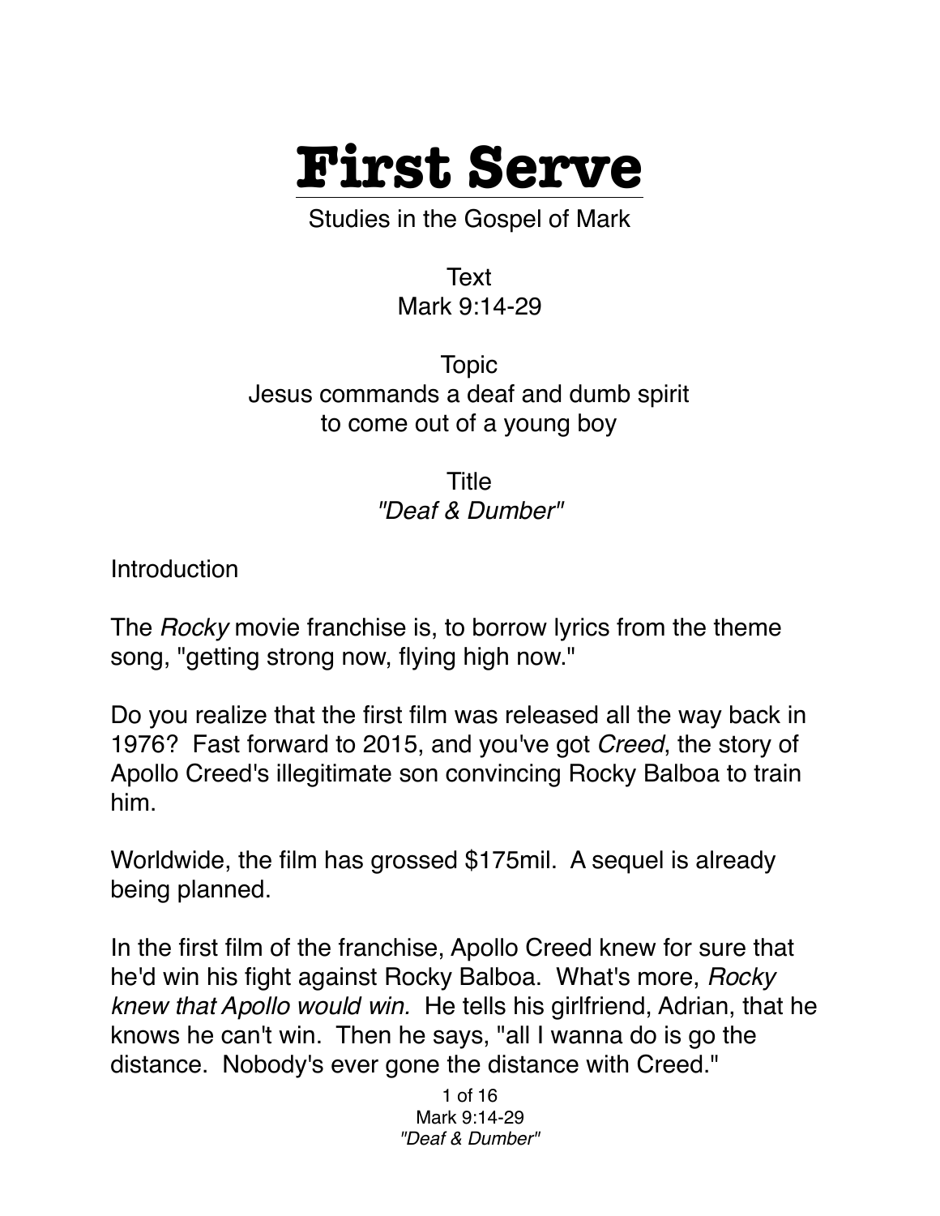# First Serve

Studies in the Gospel of Mark

Text
Mark 9:14-29

Topic
Jesus commands a deaf and dumb spirit
to come out of a young boy

Title
*"Deaf & Dumber"*

Introduction

The *Rocky* movie franchise is, to borrow lyrics from the theme song, "getting strong now, flying high now."

Do you realize that the first film was released all the way back in 1976? Fast forward to 2015, and you've got *Creed*, the story of Apollo Creed's illegitimate son convincing Rocky Balboa to train him.

Worldwide, the film has grossed $175mil. A sequel is already being planned.

In the first film of the franchise, Apollo Creed knew for sure that he'd win his fight against Rocky Balboa. What's more, *Rocky knew that Apollo would win.* He tells his girlfriend, Adrian, that he knows he can't win. Then he says, "all I wanna do is go the distance. Nobody's ever gone the distance with Creed."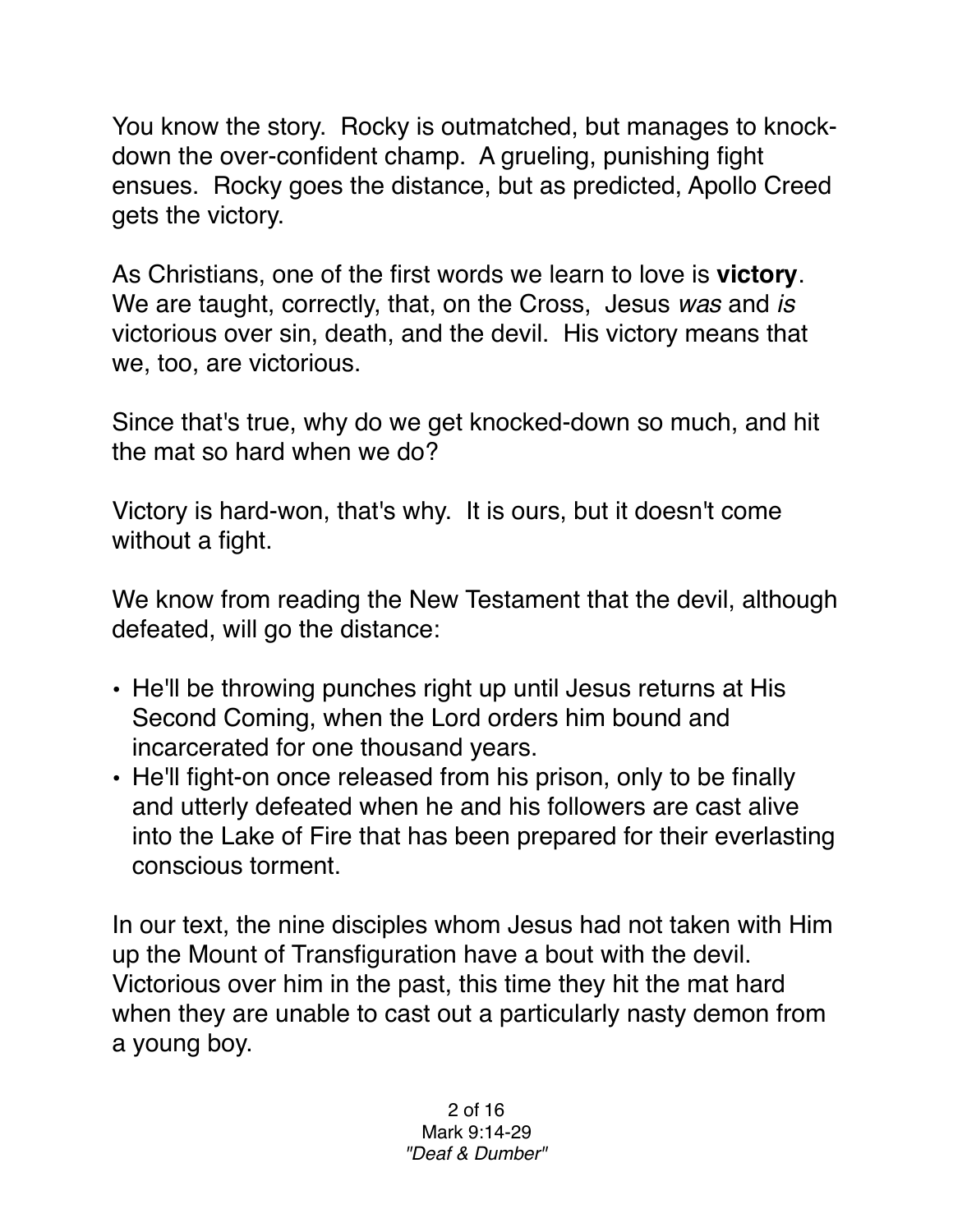You know the story. Rocky is outmatched, but manages to knock-down the over-confident champ. A grueling, punishing fight ensues. Rocky goes the distance, but as predicted, Apollo Creed gets the victory.

As Christians, one of the first words we learn to love is **victory**. We are taught, correctly, that, on the Cross, Jesus *was* and *is* victorious over sin, death, and the devil. His victory means that we, too, are victorious.

Since that's true, why do we get knocked-down so much, and hit the mat so hard when we do?

Victory is hard-won, that's why. It is ours, but it doesn't come without a fight.

We know from reading the New Testament that the devil, although defeated, will go the distance:

- He'll be throwing punches right up until Jesus returns at His Second Coming, when the Lord orders him bound and incarcerated for one thousand years.
- He'll fight-on once released from his prison, only to be finally and utterly defeated when he and his followers are cast alive into the Lake of Fire that has been prepared for their everlasting conscious torment.

In our text, the nine disciples whom Jesus had not taken with Him up the Mount of Transfiguration have a bout with the devil. Victorious over him in the past, this time they hit the mat hard when they are unable to cast out a particularly nasty demon from a young boy.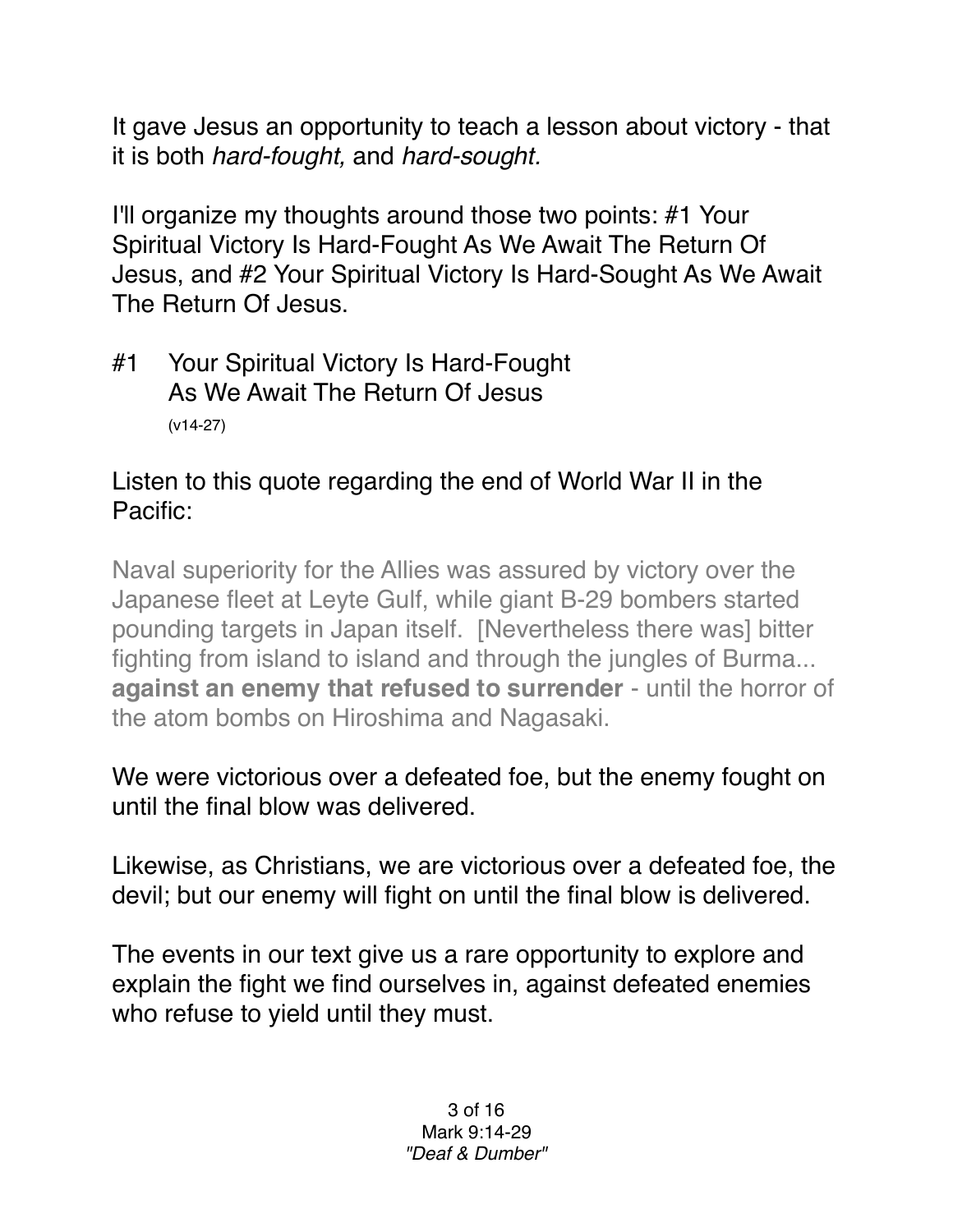It gave Jesus an opportunity to teach a lesson about victory - that it is both *hard-fought,* and *hard-sought.*

I'll organize my thoughts around those two points: #1 Your Spiritual Victory Is Hard-Fought As We Await The Return Of Jesus, and #2 Your Spiritual Victory Is Hard-Sought As We Await The Return Of Jesus.

## #1 Your Spiritual Victory Is Hard-Fought As We Await The Return Of Jesus
(v14-27)

Listen to this quote regarding the end of World War II in the Pacific:

> Naval superiority for the Allies was assured by victory over the Japanese fleet at Leyte Gulf, while giant B-29 bombers started pounding targets in Japan itself. [Nevertheless there was] bitter fighting from island to island and through the jungles of Burma... **against an enemy that refused to surrender** - until the horror of the atom bombs on Hiroshima and Nagasaki.

We were victorious over a defeated foe, but the enemy fought on until the final blow was delivered.

Likewise, as Christians, we are victorious over a defeated foe, the devil; but our enemy will fight on until the final blow is delivered.

The events in our text give us a rare opportunity to explore and explain the fight we find ourselves in, against defeated enemies who refuse to yield until they must.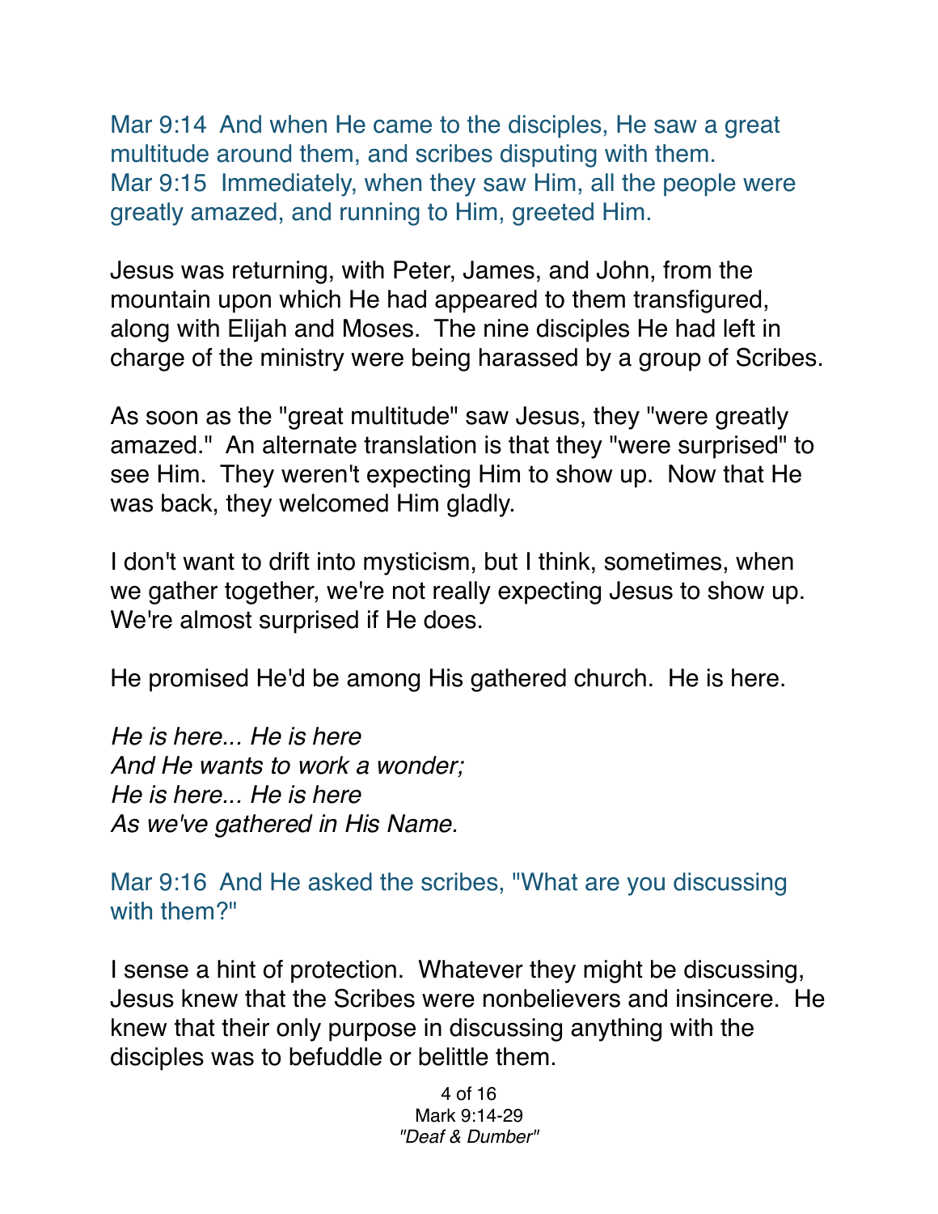Mar 9:14 And when He came to the disciples, He saw a great multitude around them, and scribes disputing with them.
Mar 9:15 Immediately, when they saw Him, all the people were greatly amazed, and running to Him, greeted Him.

Jesus was returning, with Peter, James, and John, from the mountain upon which He had appeared to them transfigured, along with Elijah and Moses. The nine disciples He had left in charge of the ministry were being harassed by a group of Scribes.

As soon as the "great multitude" saw Jesus, they "were greatly amazed." An alternate translation is that they "were surprised" to see Him. They weren't expecting Him to show up. Now that He was back, they welcomed Him gladly.

I don't want to drift into mysticism, but I think, sometimes, when we gather together, we're not really expecting Jesus to show up. We're almost surprised if He does.

He promised He'd be among His gathered church. He is here.

*He is here... He is here*
*And He wants to work a wonder;*
*He is here... He is here*
*As we've gathered in His Name.*

Mar 9:16 And He asked the scribes, "What are you discussing with them?"

I sense a hint of protection. Whatever they might be discussing, Jesus knew that the Scribes were nonbelievers and insincere. He knew that their only purpose in discussing anything with the disciples was to befuddle or belittle them.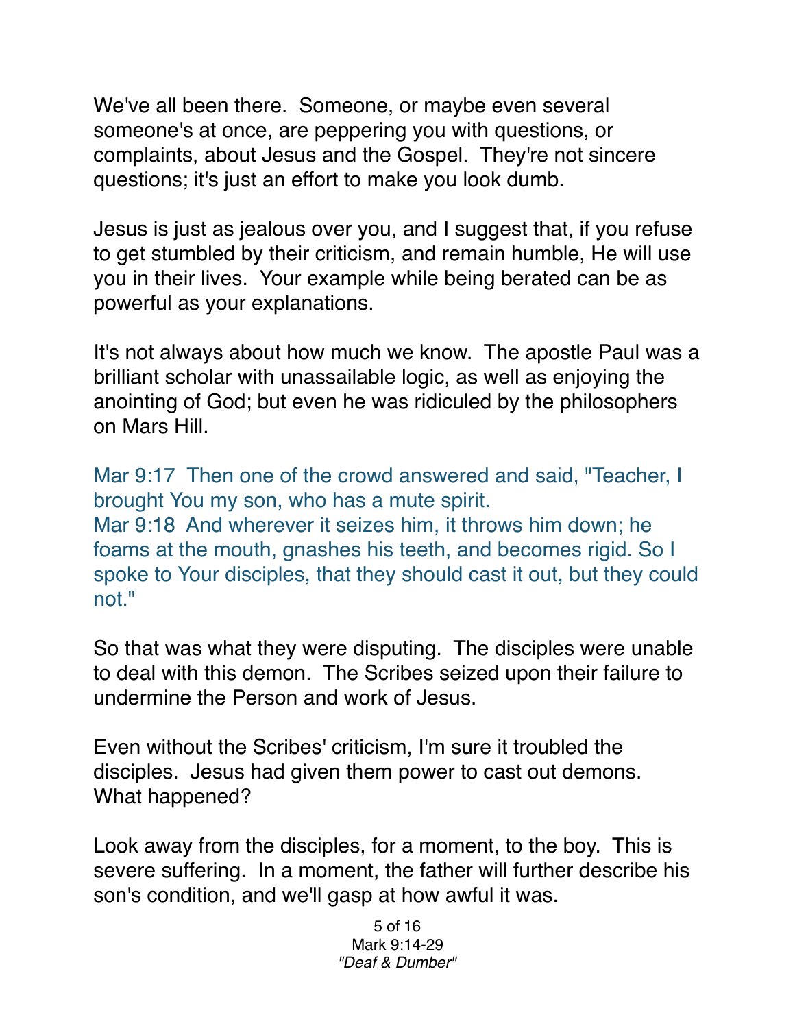We've all been there. Someone, or maybe even several someone's at once, are peppering you with questions, or complaints, about Jesus and the Gospel. They're not sincere questions; it's just an effort to make you look dumb.

Jesus is just as jealous over you, and I suggest that, if you refuse to get stumbled by their criticism, and remain humble, He will use you in their lives. Your example while being berated can be as powerful as your explanations.

It's not always about how much we know. The apostle Paul was a brilliant scholar with unassailable logic, as well as enjoying the anointing of God; but even he was ridiculed by the philosophers on Mars Hill.

Mar 9:17 Then one of the crowd answered and said, "Teacher, I brought You my son, who has a mute spirit.
Mar 9:18 And wherever it seizes him, it throws him down; he foams at the mouth, gnashes his teeth, and becomes rigid. So I spoke to Your disciples, that they should cast it out, but they could not."

So that was what they were disputing. The disciples were unable to deal with this demon. The Scribes seized upon their failure to undermine the Person and work of Jesus.

Even without the Scribes' criticism, I'm sure it troubled the disciples. Jesus had given them power to cast out demons. What happened?

Look away from the disciples, for a moment, to the boy. This is severe suffering. In a moment, the father will further describe his son's condition, and we'll gasp at how awful it was.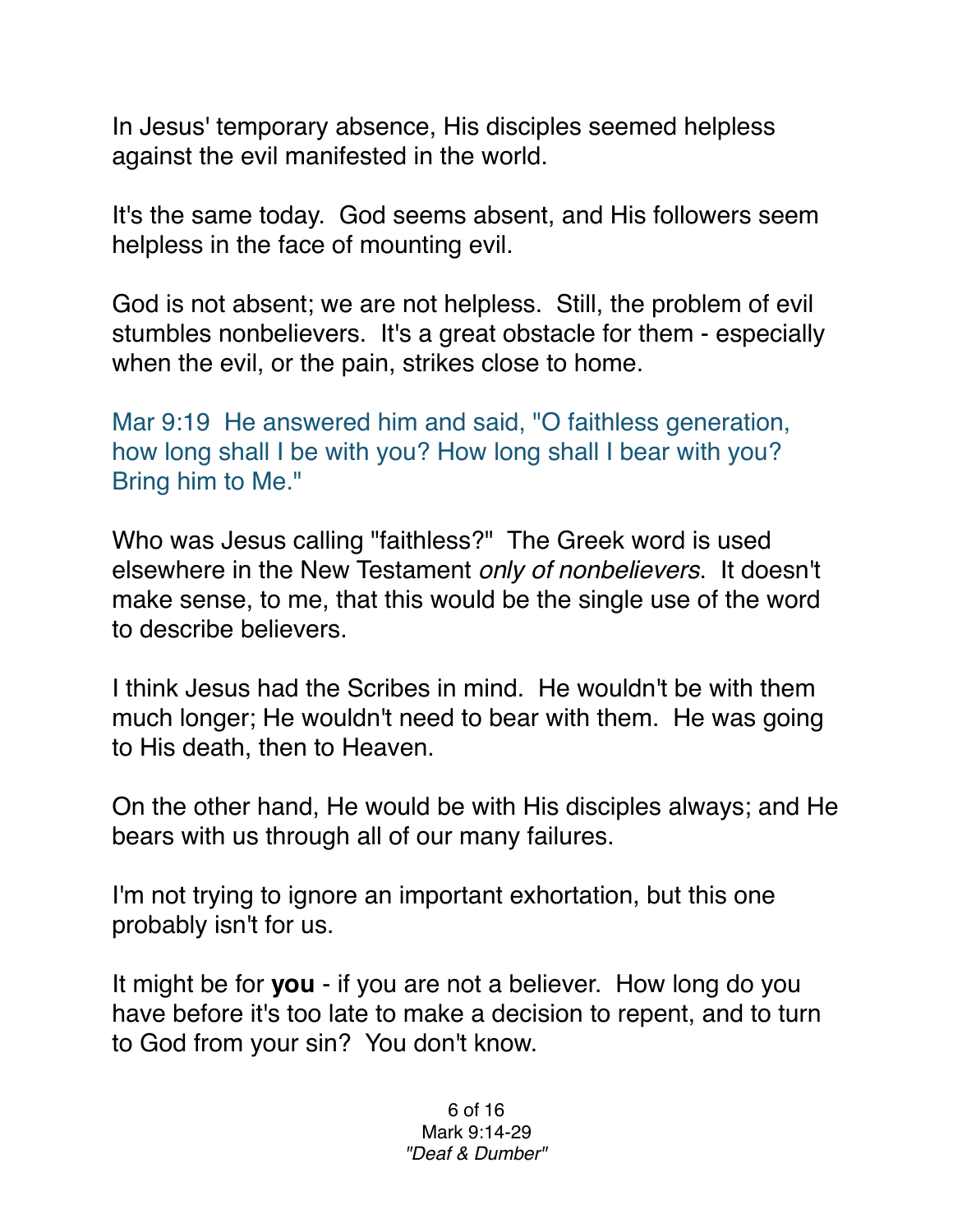In Jesus' temporary absence, His disciples seemed helpless against the evil manifested in the world.

It's the same today. God seems absent, and His followers seem helpless in the face of mounting evil.

God is not absent; we are not helpless. Still, the problem of evil stumbles nonbelievers. It's a great obstacle for them - especially when the evil, or the pain, strikes close to home.

Mar 9:19 He answered him and said, "O faithless generation, how long shall I be with you? How long shall I bear with you? Bring him to Me."

Who was Jesus calling "faithless?" The Greek word is used elsewhere in the New Testament *only of nonbelievers*. It doesn't make sense, to me, that this would be the single use of the word to describe believers.

I think Jesus had the Scribes in mind. He wouldn't be with them much longer; He wouldn't need to bear with them. He was going to His death, then to Heaven.

On the other hand, He would be with His disciples always; and He bears with us through all of our many failures.

I'm not trying to ignore an important exhortation, but this one probably isn't for us.

It might be for **you** - if you are not a believer. How long do you have before it's too late to make a decision to repent, and to turn to God from your sin? You don't know.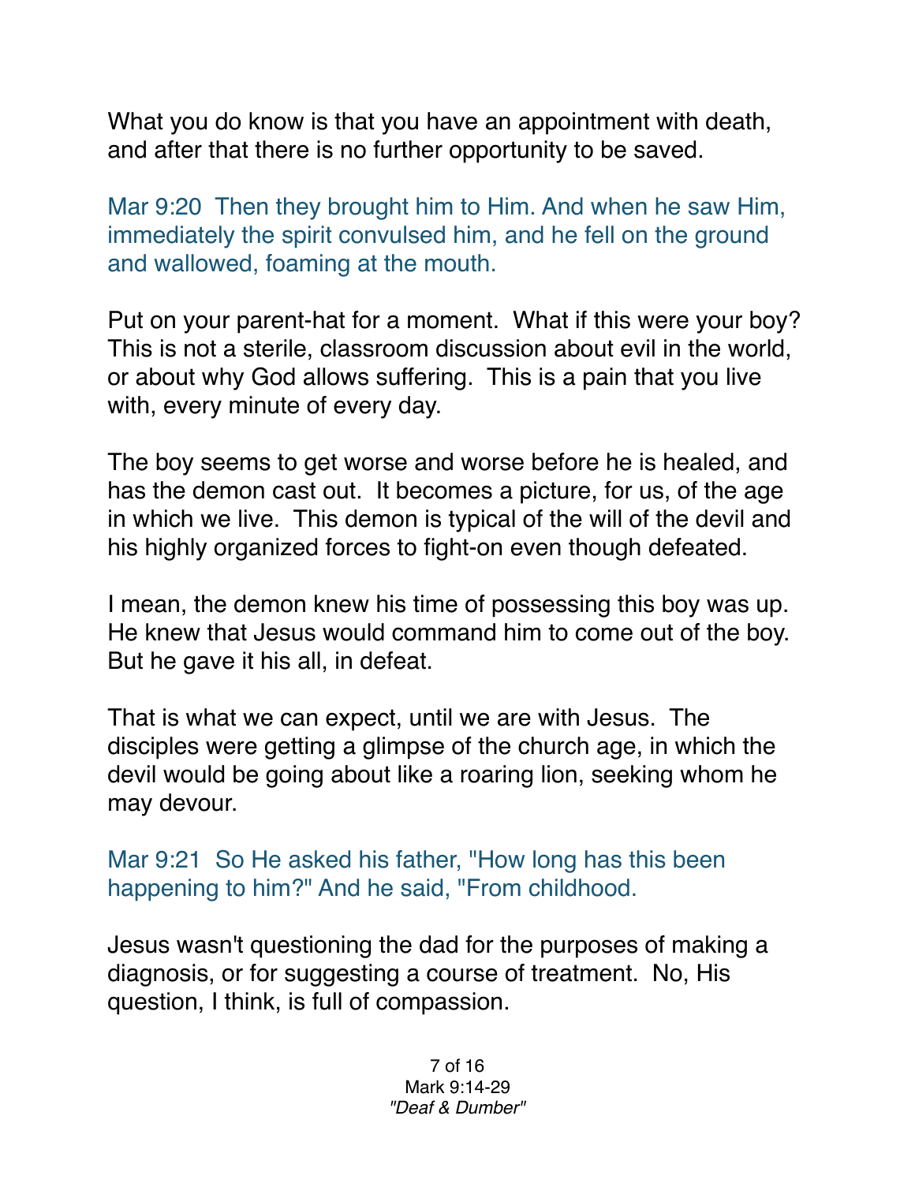What you do know is that you have an appointment with death, and after that there is no further opportunity to be saved.

Mar 9:20  Then they brought him to Him. And when he saw Him, immediately the spirit convulsed him, and he fell on the ground and wallowed, foaming at the mouth.

Put on your parent-hat for a moment.  What if this were your boy? This is not a sterile, classroom discussion about evil in the world, or about why God allows suffering.  This is a pain that you live with, every minute of every day.

The boy seems to get worse and worse before he is healed, and has the demon cast out.  It becomes a picture, for us, of the age in which we live.  This demon is typical of the will of the devil and his highly organized forces to fight-on even though defeated.

I mean, the demon knew his time of possessing this boy was up. He knew that Jesus would command him to come out of the boy. But he gave it his all, in defeat.

That is what we can expect, until we are with Jesus.  The disciples were getting a glimpse of the church age, in which the devil would be going about like a roaring lion, seeking whom he may devour.

Mar 9:21  So He asked his father, "How long has this been happening to him?" And he said, "From childhood.

Jesus wasn't questioning the dad for the purposes of making a diagnosis, or for suggesting a course of treatment.  No, His question, I think, is full of compassion.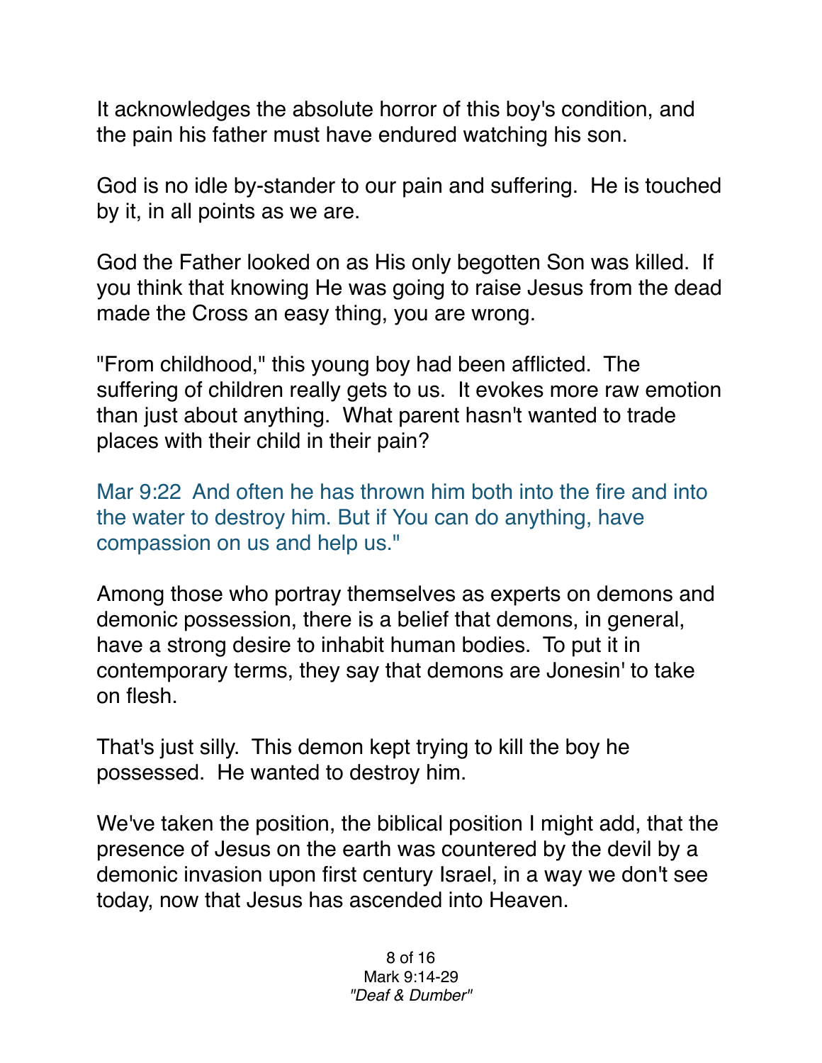It acknowledges the absolute horror of this boy's condition, and the pain his father must have endured watching his son.

God is no idle by-stander to our pain and suffering. He is touched by it, in all points as we are.

God the Father looked on as His only begotten Son was killed. If you think that knowing He was going to raise Jesus from the dead made the Cross an easy thing, you are wrong.

"From childhood," this young boy had been afflicted. The suffering of children really gets to us. It evokes more raw emotion than just about anything. What parent hasn't wanted to trade places with their child in their pain?

Mar 9:22 And often he has thrown him both into the fire and into the water to destroy him. But if You can do anything, have compassion on us and help us."

Among those who portray themselves as experts on demons and demonic possession, there is a belief that demons, in general, have a strong desire to inhabit human bodies. To put it in contemporary terms, they say that demons are Jonesin' to take on flesh.

That's just silly. This demon kept trying to kill the boy he possessed. He wanted to destroy him.

We've taken the position, the biblical position I might add, that the presence of Jesus on the earth was countered by the devil by a demonic invasion upon first century Israel, in a way we don't see today, now that Jesus has ascended into Heaven.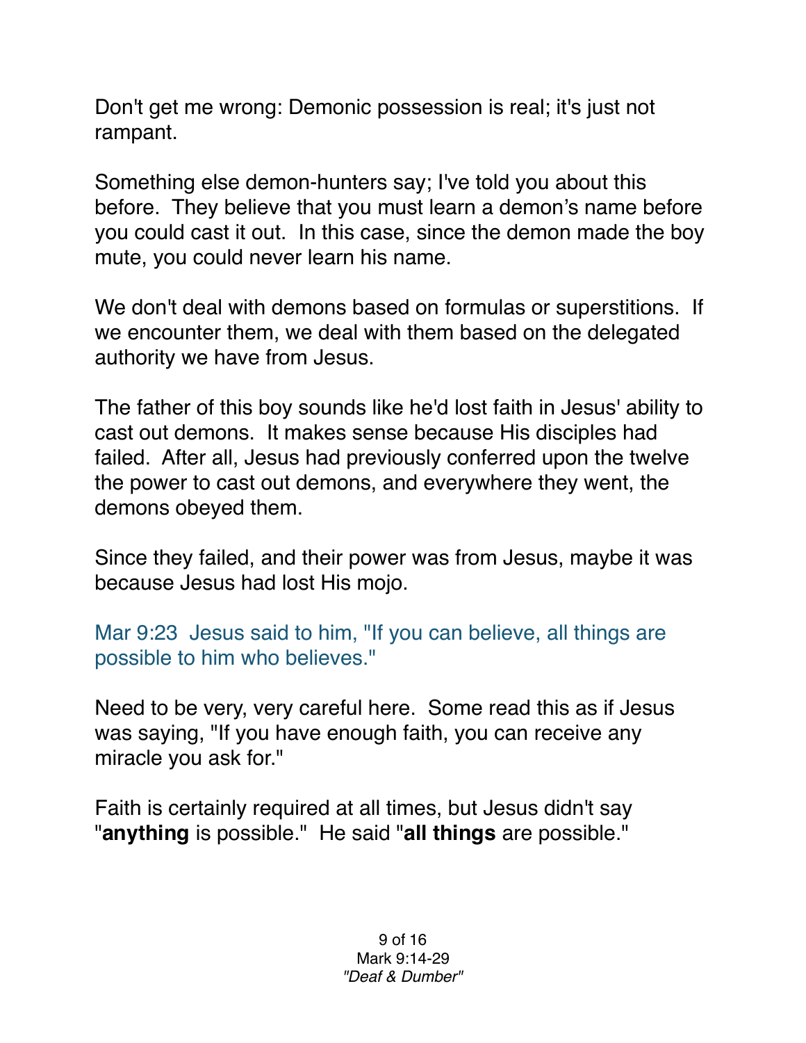Don't get me wrong: Demonic possession is real; it's just not rampant.

Something else demon-hunters say; I've told you about this before. They believe that you must learn a demon's name before you could cast it out. In this case, since the demon made the boy mute, you could never learn his name.

We don't deal with demons based on formulas or superstitions. If we encounter them, we deal with them based on the delegated authority we have from Jesus.

The father of this boy sounds like he'd lost faith in Jesus' ability to cast out demons. It makes sense because His disciples had failed. After all, Jesus had previously conferred upon the twelve the power to cast out demons, and everywhere they went, the demons obeyed them.

Since they failed, and their power was from Jesus, maybe it was because Jesus had lost His mojo.

Mar 9:23 Jesus said to him, "If you can believe, all things are possible to him who believes."

Need to be very, very careful here. Some read this as if Jesus was saying, "If you have enough faith, you can receive any miracle you ask for."

Faith is certainly required at all times, but Jesus didn't say "**anything** is possible." He said "**all things** are possible."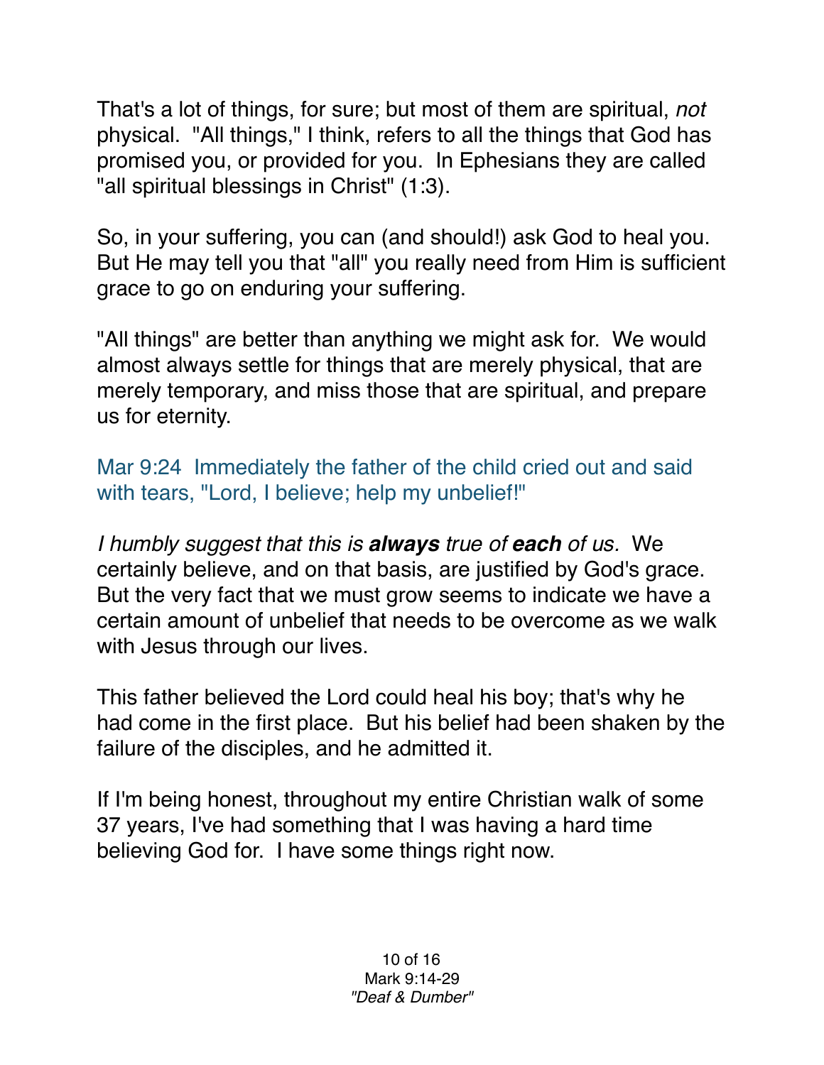That's a lot of things, for sure; but most of them are spiritual, *not* physical. "All things," I think, refers to all the things that God has promised you, or provided for you. In Ephesians they are called "all spiritual blessings in Christ" (1:3).

So, in your suffering, you can (and should!) ask God to heal you. But He may tell you that "all" you really need from Him is sufficient grace to go on enduring your suffering.

"All things" are better than anything we might ask for. We would almost always settle for things that are merely physical, that are merely temporary, and miss those that are spiritual, and prepare us for eternity.

Mar 9:24 Immediately the father of the child cried out and said with tears, "Lord, I believe; help my unbelief!"

*I humbly suggest that this is* ***always*** *true of* ***each*** *of us.* We certainly believe, and on that basis, are justified by God's grace. But the very fact that we must grow seems to indicate we have a certain amount of unbelief that needs to be overcome as we walk with Jesus through our lives.

This father believed the Lord could heal his boy; that's why he had come in the first place. But his belief had been shaken by the failure of the disciples, and he admitted it.

If I'm being honest, throughout my entire Christian walk of some 37 years, I've had something that I was having a hard time believing God for. I have some things right now.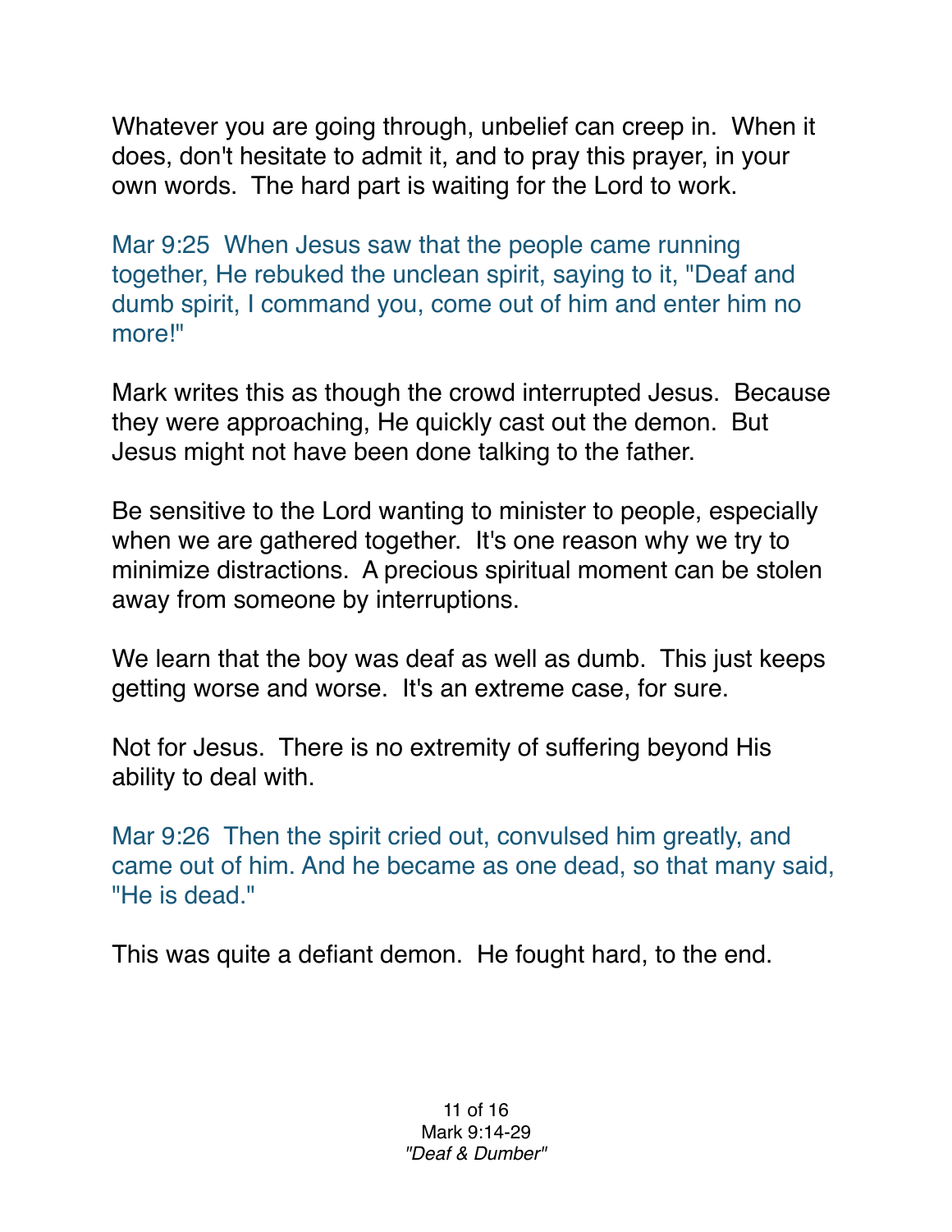Whatever you are going through, unbelief can creep in. When it does, don't hesitate to admit it, and to pray this prayer, in your own words. The hard part is waiting for the Lord to work.

Mar 9:25 When Jesus saw that the people came running together, He rebuked the unclean spirit, saying to it, "Deaf and dumb spirit, I command you, come out of him and enter him no more!"

Mark writes this as though the crowd interrupted Jesus. Because they were approaching, He quickly cast out the demon. But Jesus might not have been done talking to the father.

Be sensitive to the Lord wanting to minister to people, especially when we are gathered together. It's one reason why we try to minimize distractions. A precious spiritual moment can be stolen away from someone by interruptions.

We learn that the boy was deaf as well as dumb. This just keeps getting worse and worse. It's an extreme case, for sure.

Not for Jesus. There is no extremity of suffering beyond His ability to deal with.

Mar 9:26 Then the spirit cried out, convulsed him greatly, and came out of him. And he became as one dead, so that many said, "He is dead."

This was quite a defiant demon. He fought hard, to the end.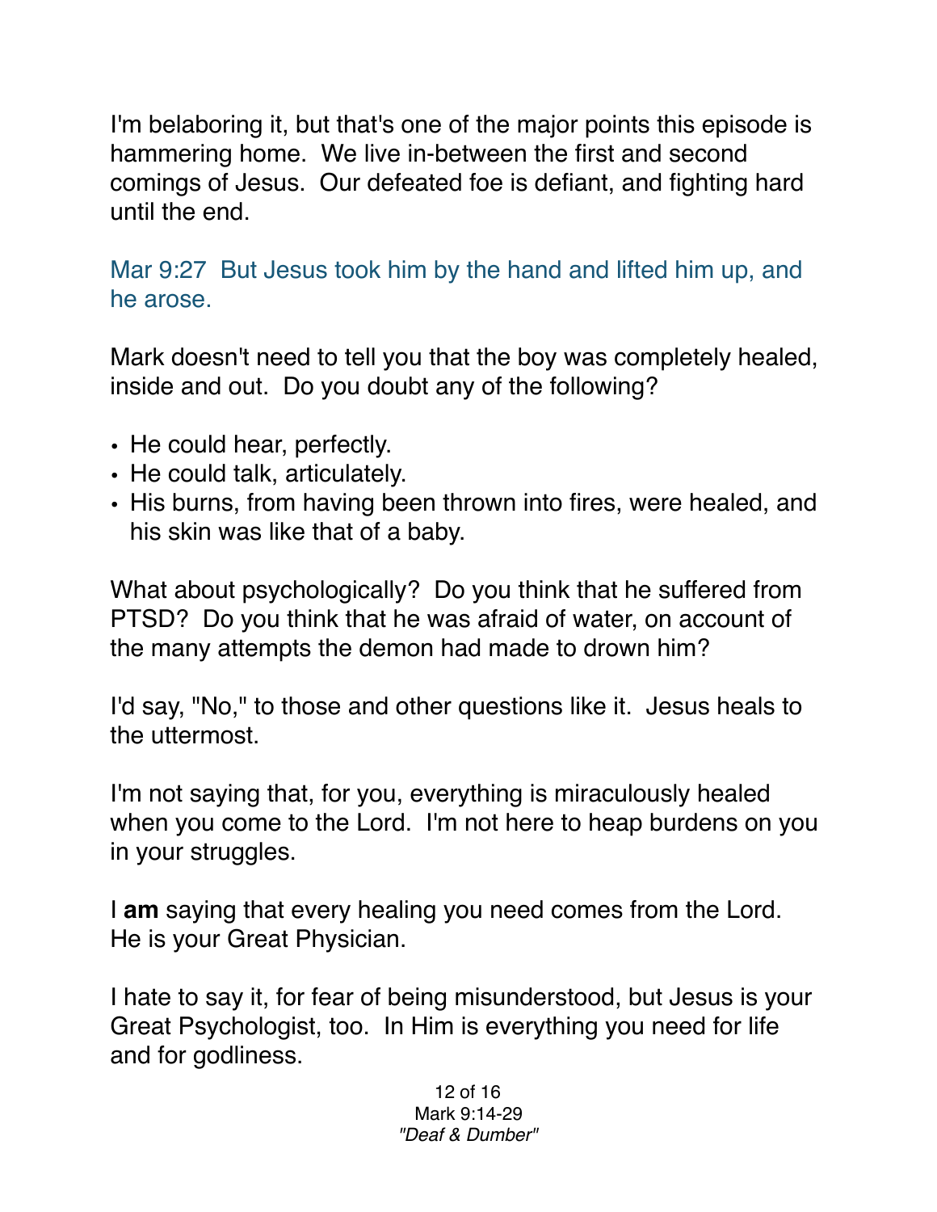I'm belaboring it, but that's one of the major points this episode is hammering home. We live in-between the first and second comings of Jesus. Our defeated foe is defiant, and fighting hard until the end.

Mar 9:27 But Jesus took him by the hand and lifted him up, and he arose.

Mark doesn't need to tell you that the boy was completely healed, inside and out. Do you doubt any of the following?

- He could hear, perfectly.
- He could talk, articulately.
- His burns, from having been thrown into fires, were healed, and his skin was like that of a baby.

What about psychologically? Do you think that he suffered from PTSD? Do you think that he was afraid of water, on account of the many attempts the demon had made to drown him?

I'd say, "No," to those and other questions like it. Jesus heals to the uttermost.

I'm not saying that, for you, everything is miraculously healed when you come to the Lord. I'm not here to heap burdens on you in your struggles.

I **am** saying that every healing you need comes from the Lord. He is your Great Physician.

I hate to say it, for fear of being misunderstood, but Jesus is your Great Psychologist, too. In Him is everything you need for life and for godliness.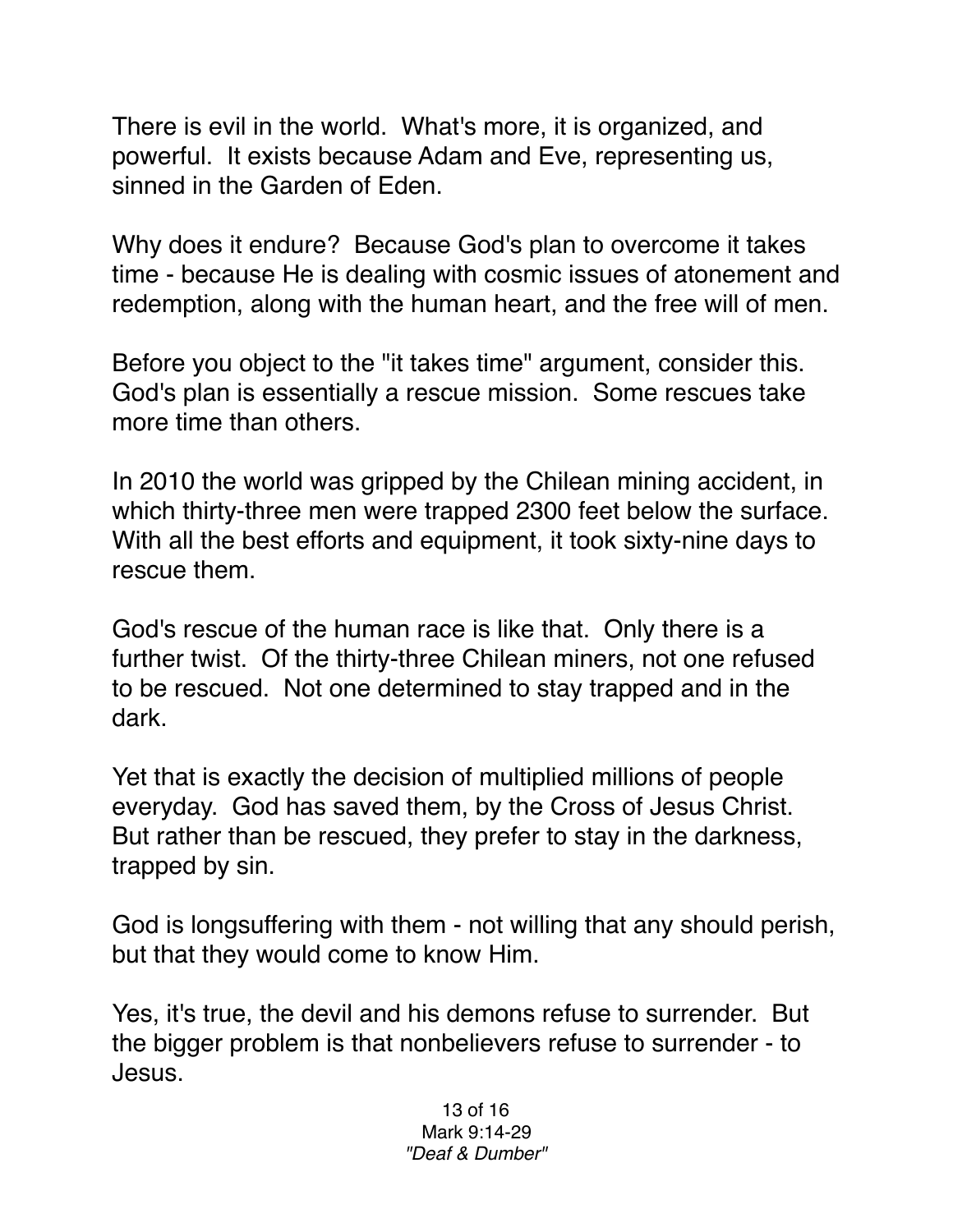There is evil in the world. What's more, it is organized, and powerful. It exists because Adam and Eve, representing us, sinned in the Garden of Eden.

Why does it endure? Because God's plan to overcome it takes time - because He is dealing with cosmic issues of atonement and redemption, along with the human heart, and the free will of men.

Before you object to the "it takes time" argument, consider this. God's plan is essentially a rescue mission. Some rescues take more time than others.

In 2010 the world was gripped by the Chilean mining accident, in which thirty-three men were trapped 2300 feet below the surface. With all the best efforts and equipment, it took sixty-nine days to rescue them.

God's rescue of the human race is like that. Only there is a further twist. Of the thirty-three Chilean miners, not one refused to be rescued. Not one determined to stay trapped and in the dark.

Yet that is exactly the decision of multiplied millions of people everyday. God has saved them, by the Cross of Jesus Christ. But rather than be rescued, they prefer to stay in the darkness, trapped by sin.

God is longsuffering with them - not willing that any should perish, but that they would come to know Him.

Yes, it's true, the devil and his demons refuse to surrender. But the bigger problem is that nonbelievers refuse to surrender - to Jesus.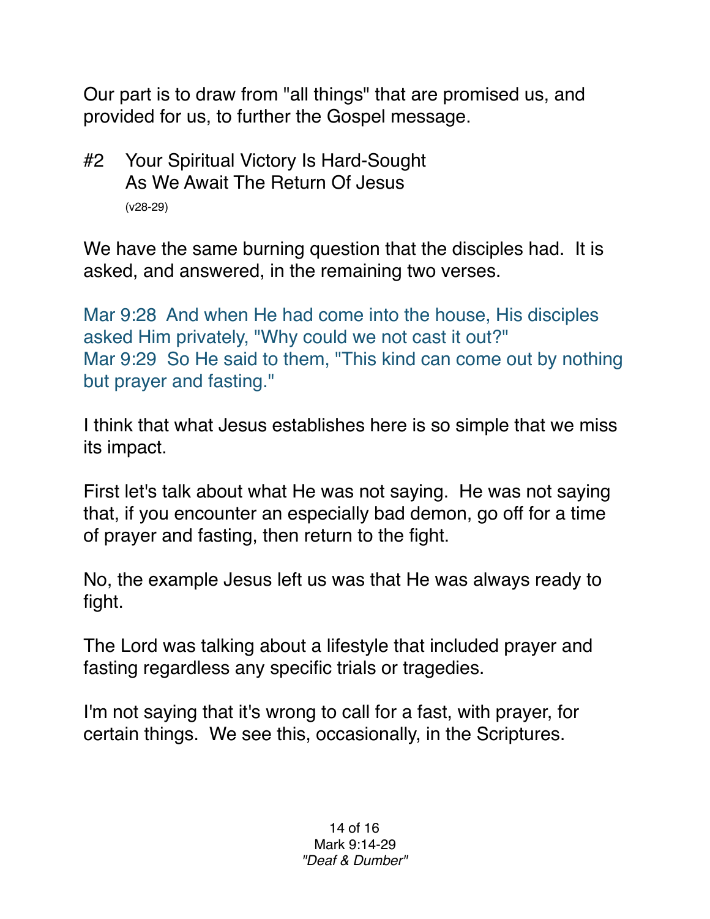Our part is to draw from "all things" that are promised us, and provided for us, to further the Gospel message.

#2 Your Spiritual Victory Is Hard-Sought
As We Await The Return Of Jesus
(v28-29)

We have the same burning question that the disciples had. It is asked, and answered, in the remaining two verses.

Mar 9:28 And when He had come into the house, His disciples asked Him privately, "Why could we not cast it out?"
Mar 9:29 So He said to them, "This kind can come out by nothing but prayer and fasting."

I think that what Jesus establishes here is so simple that we miss its impact.

First let's talk about what He was not saying. He was not saying that, if you encounter an especially bad demon, go off for a time of prayer and fasting, then return to the fight.

No, the example Jesus left us was that He was always ready to fight.

The Lord was talking about a lifestyle that included prayer and fasting regardless any specific trials or tragedies.

I'm not saying that it's wrong to call for a fast, with prayer, for certain things. We see this, occasionally, in the Scriptures.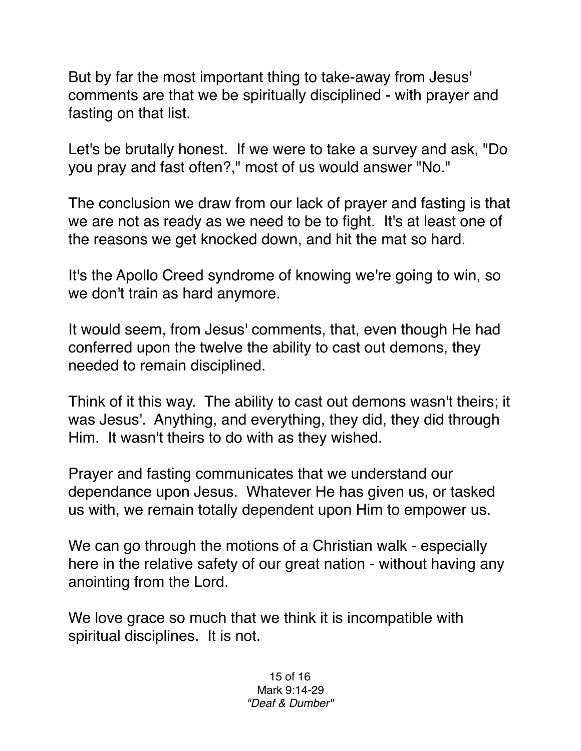But by far the most important thing to take-away from Jesus' comments are that we be spiritually disciplined - with prayer and fasting on that list.

Let's be brutally honest. If we were to take a survey and ask, "Do you pray and fast often?," most of us would answer "No."

The conclusion we draw from our lack of prayer and fasting is that we are not as ready as we need to be to fight. It's at least one of the reasons we get knocked down, and hit the mat so hard.

It's the Apollo Creed syndrome of knowing we're going to win, so we don't train as hard anymore.

It would seem, from Jesus' comments, that, even though He had conferred upon the twelve the ability to cast out demons, they needed to remain disciplined.

Think of it this way. The ability to cast out demons wasn't theirs; it was Jesus'. Anything, and everything, they did, they did through Him. It wasn't theirs to do with as they wished.

Prayer and fasting communicates that we understand our dependance upon Jesus. Whatever He has given us, or tasked us with, we remain totally dependent upon Him to empower us.

We can go through the motions of a Christian walk - especially here in the relative safety of our great nation - without having any anointing from the Lord.

We love grace so much that we think it is incompatible with spiritual disciplines. It is not.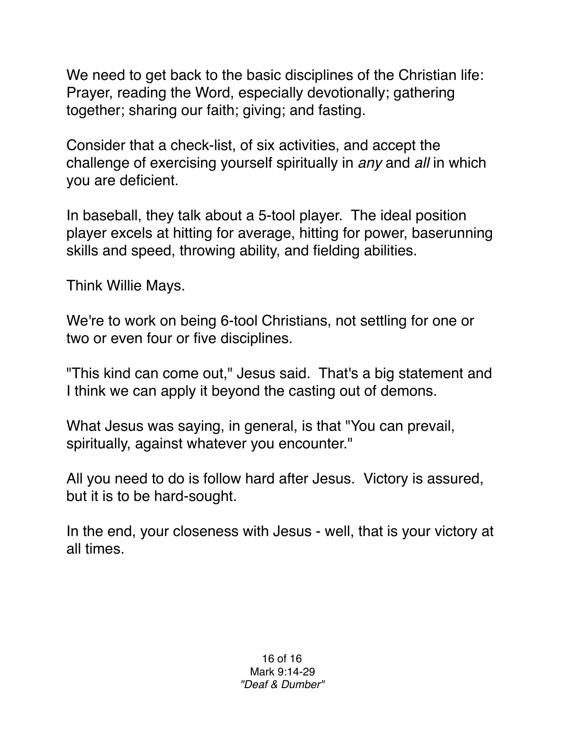We need to get back to the basic disciplines of the Christian life: Prayer, reading the Word, especially devotionally; gathering together; sharing our faith; giving; and fasting.

Consider that a check-list, of six activities, and accept the challenge of exercising yourself spiritually in *any* and *all* in which you are deficient.

In baseball, they talk about a 5-tool player. The ideal position player excels at hitting for average, hitting for power, baserunning skills and speed, throwing ability, and fielding abilities.

Think Willie Mays.

We're to work on being 6-tool Christians, not settling for one or two or even four or five disciplines.

"This kind can come out," Jesus said. That's a big statement and I think we can apply it beyond the casting out of demons.

What Jesus was saying, in general, is that "You can prevail, spiritually, against whatever you encounter."

All you need to do is follow hard after Jesus. Victory is assured, but it is to be hard-sought.

In the end, your closeness with Jesus - well, that is your victory at all times.